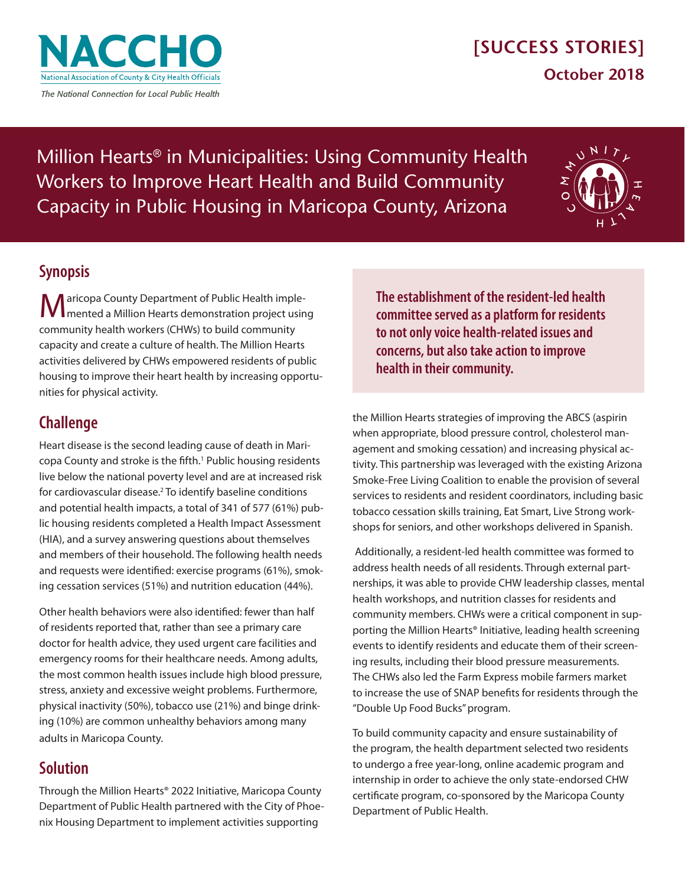NACCHO

National Association of County & City Health Officials

*The National Connection for Local Public Health*

**[SUCCESS STORIES]**

**October 2018**

# Million Hearts® in Municipalities: Using Community Health Workers to Improve Heart Health and Build Community Capacity in Public Housing in Maricopa County, Arizona

## Synopsis

Maricopa County Department of Public Health implemented a Million Hearts demonstration project using community health workers (CHWs) to build community capacity and create a culture of health. The Million Hearts activities delivered by CHWs empowered residents of public housing to improve their heart health by increasing opportunities for physical activity.

## Challenge

Heart disease is the second leading cause of death in Maricopa County and stroke is the fifth.[1] Public housing residents live below the national poverty level and are at increased risk for cardiovascular disease.[2] To identify baseline conditions and potential health impacts, a total of 341 of 577 (61%) public housing residents completed a Health Impact Assessment (HIA), and a survey answering questions about themselves and members of their household. The following health needs and requests were identified: exercise programs (61%), smoking cessation services (51%) and nutrition education (44%).

Other health behaviors were also identified: fewer than half of residents reported that, rather than see a primary care doctor for health advice, they used urgent care facilities and emergency rooms for their healthcare needs. Among adults, the most common health issues include high blood pressure, stress, anxiety and excessive weight problems. Furthermore, physical inactivity (50%), tobacco use (21%) and binge drinking (10%) are common unhealthy behaviors among many adults in Maricopa County.

## Solution

Through the Million Hearts® 2022 Initiative, Maricopa County Department of Public Health partnered with the City of Phoenix Housing Department to implement activities supporting the Million Hearts strategies of improving the ABCS (aspirin when appropriate, blood pressure control, cholesterol management and smoking cessation) and increasing physical activity. This partnership was leveraged with the existing Arizona Smoke-Free Living Coalition to enable the provision of several services to residents and resident coordinators, including basic tobacco cessation skills training, Eat Smart, Live Strong workshops for seniors, and other workshops delivered in Spanish.

**The establishment of the resident-led health committee served as a platform for residents to not only voice health-related issues and concerns, but also take action to improve health in their community.**

Additionally, a resident-led health committee was formed to address health needs of all residents. Through external partnerships, it was able to provide CHW leadership classes, mental health workshops, and nutrition classes for residents and community members. CHWs were a critical component in supporting the Million Hearts® Initiative, leading health screening events to identify residents and educate them of their screening results, including their blood pressure measurements. The CHWs also led the Farm Express mobile farmers market to increase the use of SNAP benefits for residents through the "Double Up Food Bucks" program.

To build community capacity and ensure sustainability of the program, the health department selected two residents to undergo a free year-long, online academic program and internship in order to achieve the only state-endorsed CHW certificate program, co-sponsored by the Maricopa County Department of Public Health.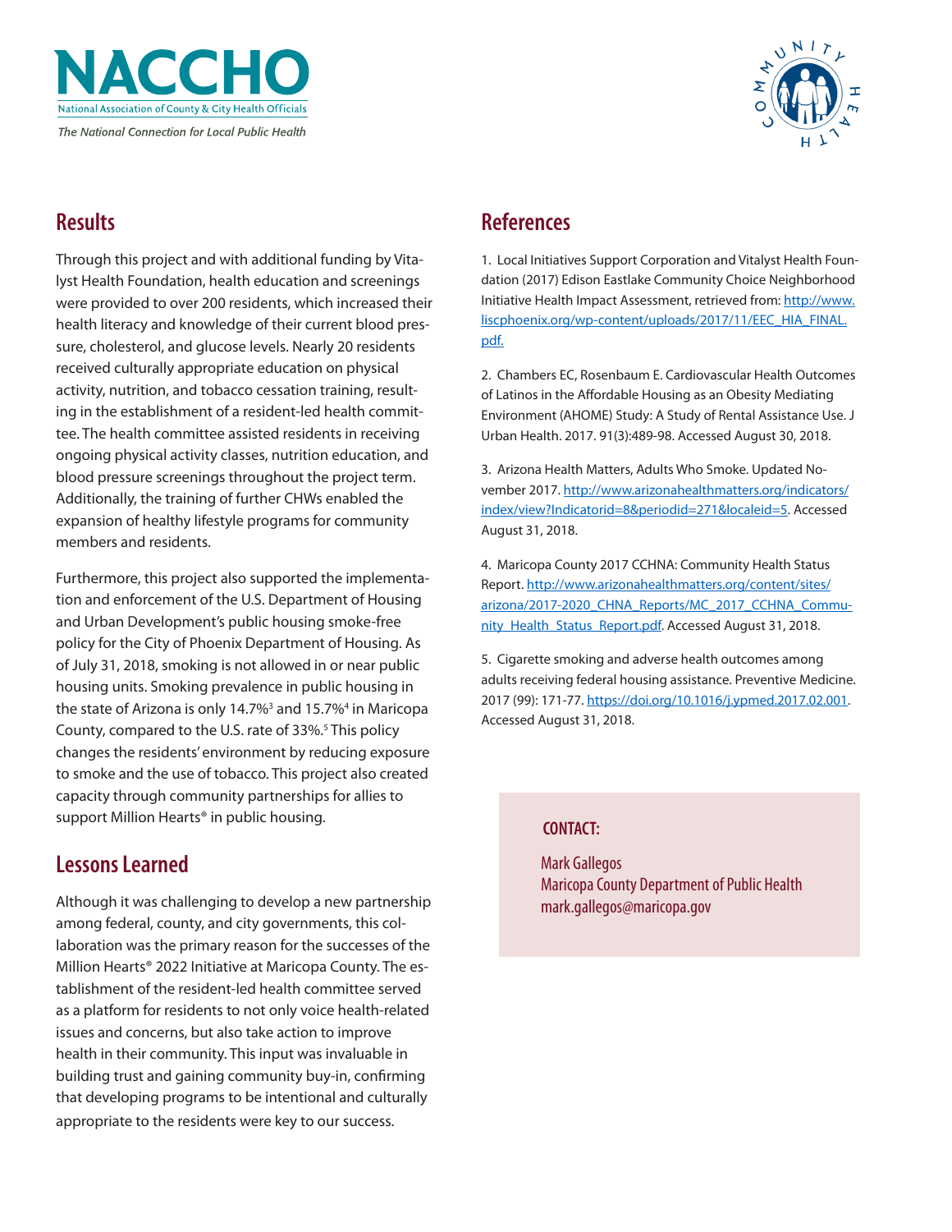## Results

Through this project and with additional funding by Vitalyst Health Foundation, health education and screenings were provided to over 200 residents, which increased their health literacy and knowledge of their current blood pressure, cholesterol, and glucose levels. Nearly 20 residents received culturally appropriate education on physical activity, nutrition, and tobacco cessation training, resulting in the establishment of a resident-led health committee. The health committee assisted residents in receiving ongoing physical activity classes, nutrition education, and blood pressure screenings throughout the project term. Additionally, the training of further CHWs enabled the expansion of healthy lifestyle programs for community members and residents.

Furthermore, this project also supported the implementation and enforcement of the U.S. Department of Housing and Urban Development's public housing smoke-free policy for the City of Phoenix Department of Housing. As of July 31, 2018, smoking is not allowed in or near public housing units. Smoking prevalence in public housing in the state of Arizona is only 14.7%[3] and 15.7%[4] in Maricopa County, compared to the U.S. rate of 33%.[5] This policy changes the residents' environment by reducing exposure to smoke and the use of tobacco. This project also created capacity through community partnerships for allies to support Million Hearts® in public housing.

## Lessons Learned

Although it was challenging to develop a new partnership among federal, county, and city governments, this collaboration was the primary reason for the successes of the Million Hearts® 2022 Initiative at Maricopa County. The establishment of the resident-led health committee served as a platform for residents to not only voice health-related issues and concerns, but also take action to improve health in their community. This input was invaluable in building trust and gaining community buy-in, confirming that developing programs to be intentional and culturally appropriate to the residents were key to our success.

## References

1. Local Initiatives Support Corporation and Vitalyst Health Foundation (2017) Edison Eastlake Community Choice Neighborhood Initiative Health Impact Assessment, retrieved from: http://www.liscphoenix.org/wp-content/uploads/2017/11/EEC_HIA_FINAL.pdf.

2. Chambers EC, Rosenbaum E. Cardiovascular Health Outcomes of Latinos in the Affordable Housing as an Obesity Mediating Environment (AHOME) Study: A Study of Rental Assistance Use. J Urban Health. 2017. 91(3):489-98. Accessed August 30, 2018.

3. Arizona Health Matters, Adults Who Smoke. Updated November 2017. http://www.arizonahealthmatters.org/indicators/index/view?Indicatorid=8&periodid=271&localeid=5. Accessed August 31, 2018.

4. Maricopa County 2017 CCHNA: Community Health Status Report. http://www.arizonahealthmatters.org/content/sites/arizona/2017-2020_CHNA_Reports/MC_2017_CCHNA_Community_Health_Status_Report.pdf. Accessed August 31, 2018.

5. Cigarette smoking and adverse health outcomes among adults receiving federal housing assistance. Preventive Medicine. 2017 (99): 171-77. https://doi.org/10.1016/j.ypmed.2017.02.001. Accessed August 31, 2018.

**CONTACT:**

Mark Gallegos
Maricopa County Department of Public Health
mark.gallegos@maricopa.gov